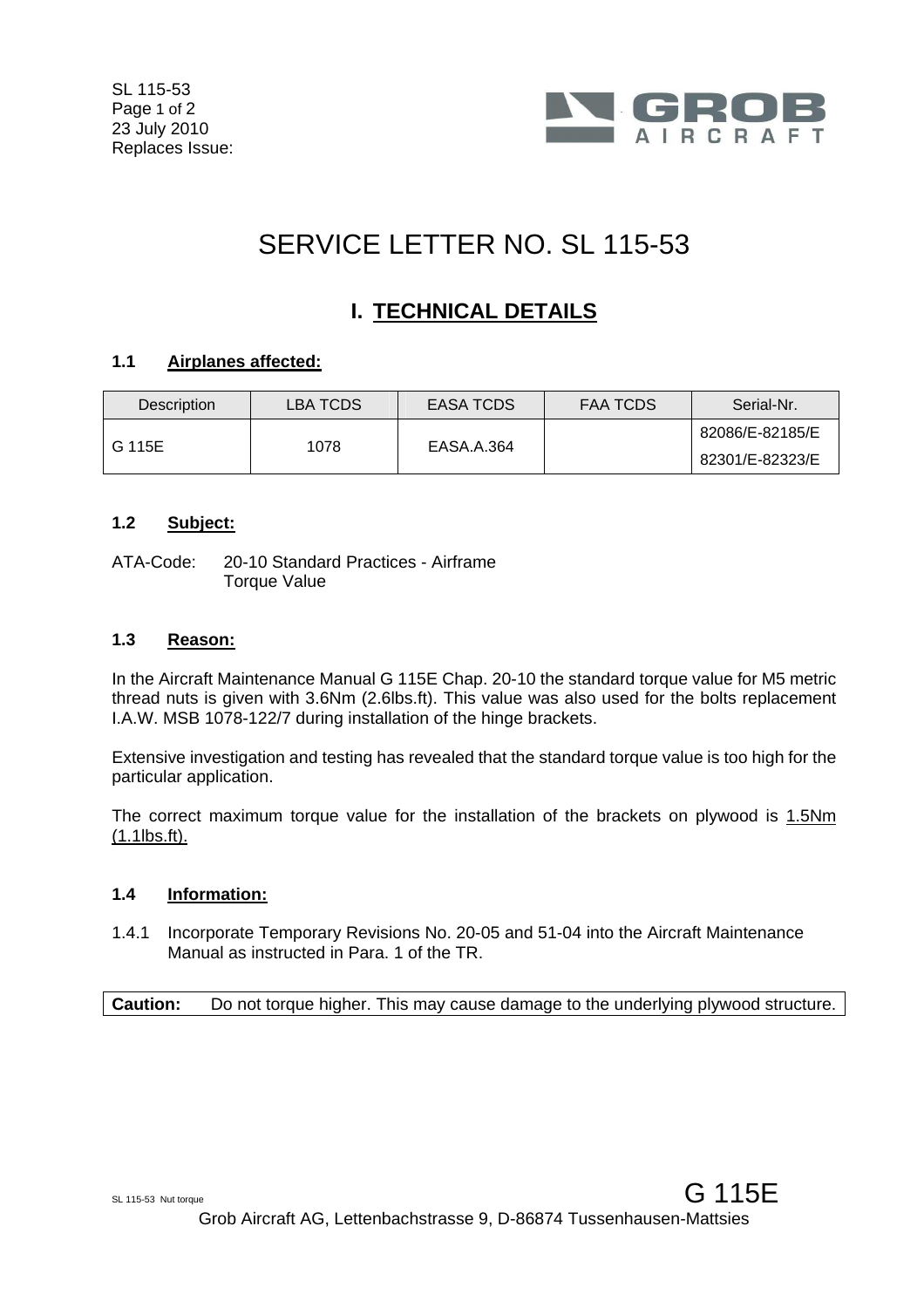# SERVICE LETTER NO. SL 115-53

## I. TECHNICAL DETAILS

### 1.1 Airplanes affected:

| Description | LBA TCDS | EASA TCDS | FAA TCDS | Serial-Nr. |
|---|---|---|---|---|
| G 115E | 1078 | EASA.A.364 | | 82086/E-82185/E<br>82301/E-82323/E |

### 1.2 Subject:

ATA-Code: 20-10 Standard Practices - Airframe
Torque Value

### 1.3 Reason:

In the Aircraft Maintenance Manual G 115E Chap. 20-10 the standard torque value for M5 metric thread nuts is given with 3.6Nm (2.6lbs.ft). This value was also used for the bolts replacement I.A.W. MSB 1078-122/7 during installation of the hinge brackets.

Extensive investigation and testing has revealed that the standard torque value is too high for the particular application.

The correct maximum torque value for the installation of the brackets on plywood is <u>1.5Nm (1.1lbs.ft).</u>

### 1.4 Information:

1.4.1 Incorporate Temporary Revisions No. 20-05 and 51-04 into the Aircraft Maintenance Manual as instructed in Para. 1 of the TR.

| **Caution:** Do not torque higher. This may cause damage to the underlying plywood structure. |
|---|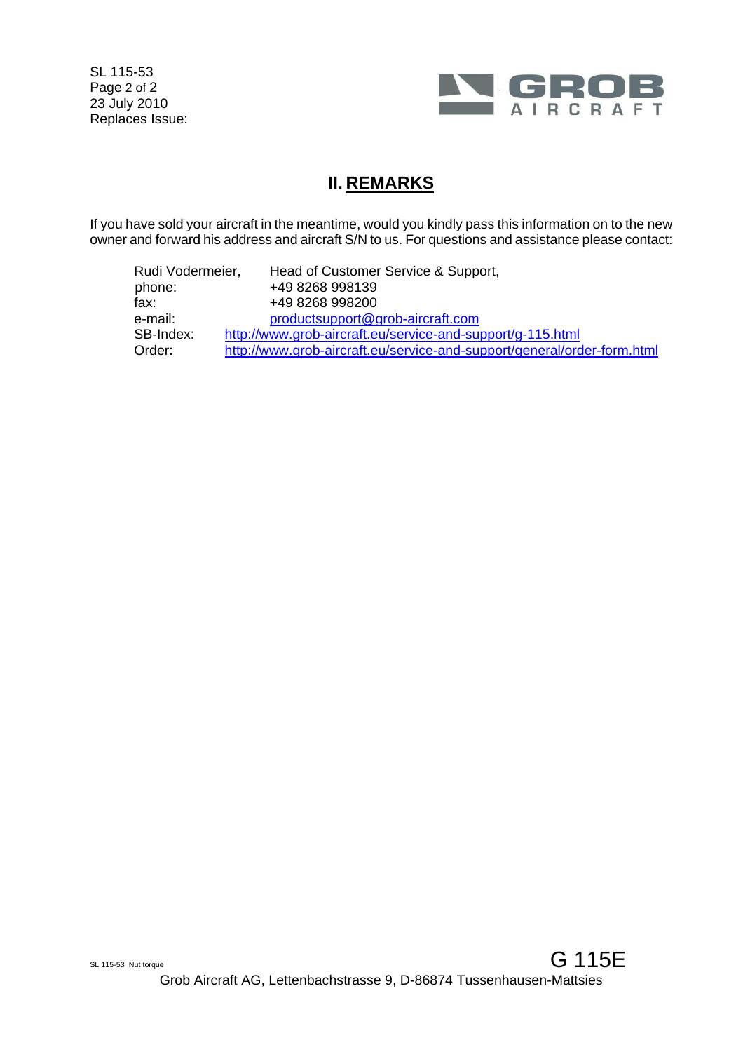## II. REMARKS

If you have sold your aircraft in the meantime, would you kindly pass this information on to the new owner and forward his address and aircraft S/N to us. For questions and assistance please contact:

| | |
|---|---|
| Rudi Vodermeier, | Head of Customer Service & Support, |
| phone: | +49 8268 998139 |
| fax: | +49 8268 998200 |
| e-mail: | productsupport@grob-aircraft.com |
| SB-Index: | http://www.grob-aircraft.eu/service-and-support/g-115.html |
| Order: | http://www.grob-aircraft.eu/service-and-support/general/order-form.html |